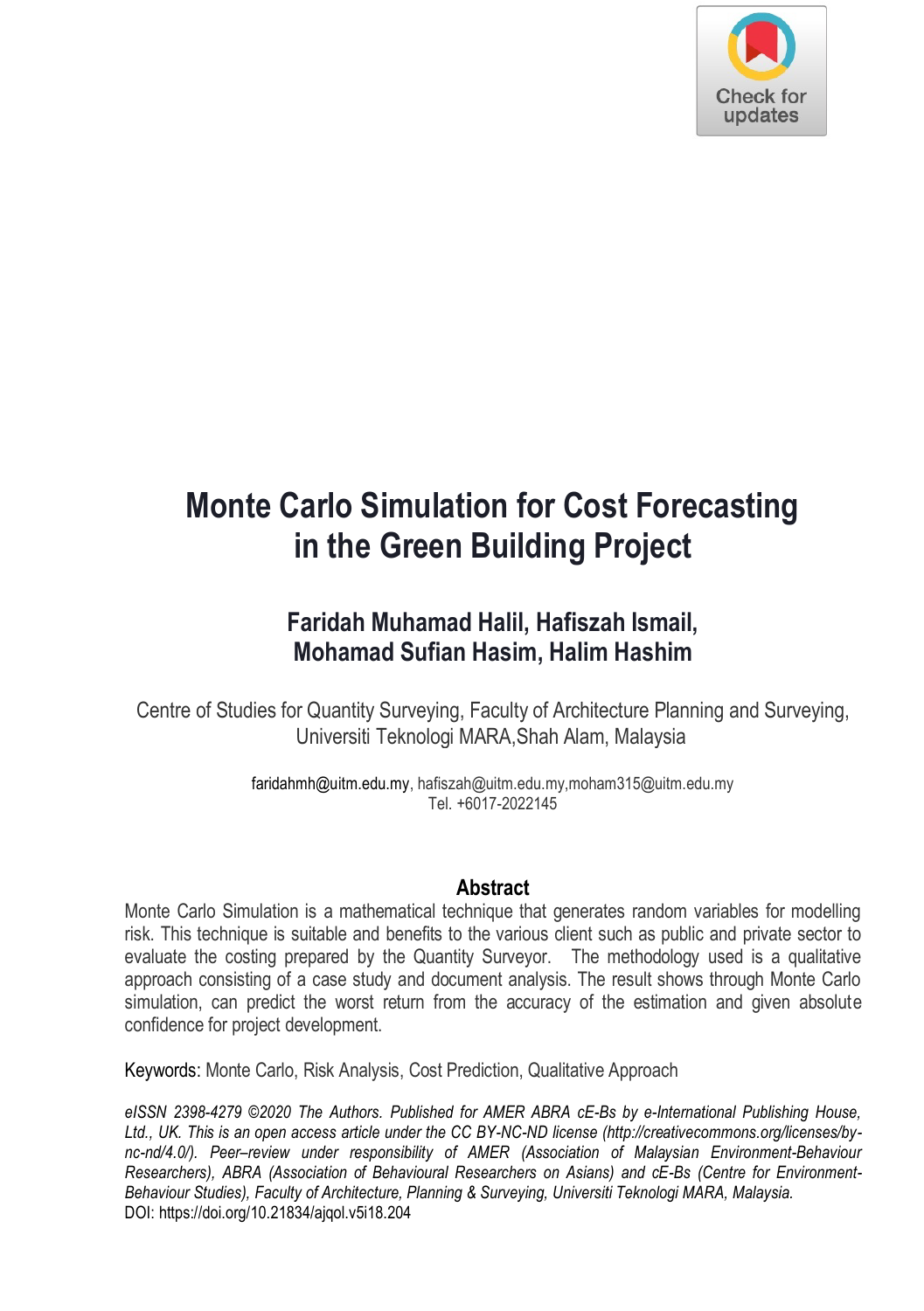# Monte Carlo Simulation for Cost Forecasting in the Green Building Project

**Faridah Muhamad Halil, Hafiszah Ismail, Mohamad Sufian Hasim, Halim Hashim**

Centre of Studies for Quantity Surveying, Faculty of Architecture Planning and Surveying, Universiti Teknologi MARA,Shah Alam, Malaysia

faridahmh@uitm.edu.my, hafiszah@uitm.edu.my,moham315@uitm.edu.my
Tel. +6017-2022145

## Abstract

Monte Carlo Simulation is a mathematical technique that generates random variables for modelling risk. This technique is suitable and benefits to the various client such as public and private sector to evaluate the costing prepared by the Quantity Surveyor. The methodology used is a qualitative approach consisting of a case study and document analysis. The result shows through Monte Carlo simulation, can predict the worst return from the accuracy of the estimation and given absolute confidence for project development.

Keywords: Monte Carlo, Risk Analysis, Cost Prediction, Qualitative Approach

*eISSN 2398-4279 ©2020 The Authors. Published for AMER ABRA cE-Bs by e-International Publishing House, Ltd., UK. This is an open access article under the CC BY-NC-ND license (http://creativecommons.org/licenses/by-nc-nd/4.0/). Peer–review under responsibility of AMER (Association of Malaysian Environment-Behaviour Researchers), ABRA (Association of Behavioural Researchers on Asians) and cE-Bs (Centre for Environment-Behaviour Studies), Faculty of Architecture, Planning & Surveying, Universiti Teknologi MARA, Malaysia.*
DOI: https://doi.org/10.21834/ajqol.v5i18.204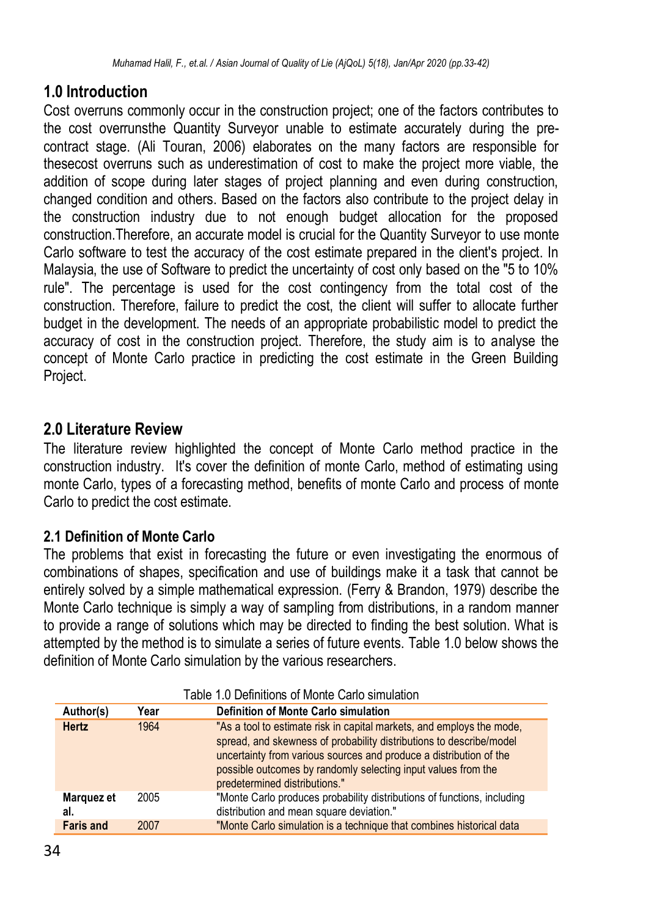## 1.0 Introduction

Cost overruns commonly occur in the construction project; one of the factors contributes to the cost overrunsthe Quantity Surveyor unable to estimate accurately during the pre-contract stage. (Ali Touran, 2006) elaborates on the many factors are responsible for thesecost overruns such as underestimation of cost to make the project more viable, the addition of scope during later stages of project planning and even during construction, changed condition and others. Based on the factors also contribute to the project delay in the construction industry due to not enough budget allocation for the proposed construction.Therefore, an accurate model is crucial for the Quantity Surveyor to use monte Carlo software to test the accuracy of the cost estimate prepared in the client's project. In Malaysia, the use of Software to predict the uncertainty of cost only based on the "5 to 10% rule". The percentage is used for the cost contingency from the total cost of the construction. Therefore, failure to predict the cost, the client will suffer to allocate further budget in the development. The needs of an appropriate probabilistic model to predict the accuracy of cost in the construction project. Therefore, the study aim is to analyse the concept of Monte Carlo practice in predicting the cost estimate in the Green Building Project.

## 2.0 Literature Review

The literature review highlighted the concept of Monte Carlo method practice in the construction industry. It's cover the definition of monte Carlo, method of estimating using monte Carlo, types of a forecasting method, benefits of monte Carlo and process of monte Carlo to predict the cost estimate.

### 2.1 Definition of Monte Carlo

The problems that exist in forecasting the future or even investigating the enormous of combinations of shapes, specification and use of buildings make it a task that cannot be entirely solved by a simple mathematical expression. (Ferry & Brandon, 1979) describe the Monte Carlo technique is simply a way of sampling from distributions, in a random manner to provide a range of solutions which may be directed to finding the best solution. What is attempted by the method is to simulate a series of future events. Table 1.0 below shows the definition of Monte Carlo simulation by the various researchers.

Table 1.0 Definitions of Monte Carlo simulation

| Author(s) | Year | Definition of Monte Carlo simulation |
|---|---|---|
| **Hertz** | 1964 | "As a tool to estimate risk in capital markets, and employs the mode, spread, and skewness of probability distributions to describe/model uncertainty from various sources and produce a distribution of the possible outcomes by randomly selecting input values from the predetermined distributions." |
| **Marquez et al.** | 2005 | "Monte Carlo produces probability distributions of functions, including distribution and mean square deviation." |
| **Faris and** | 2007 | "Monte Carlo simulation is a technique that combines historical data |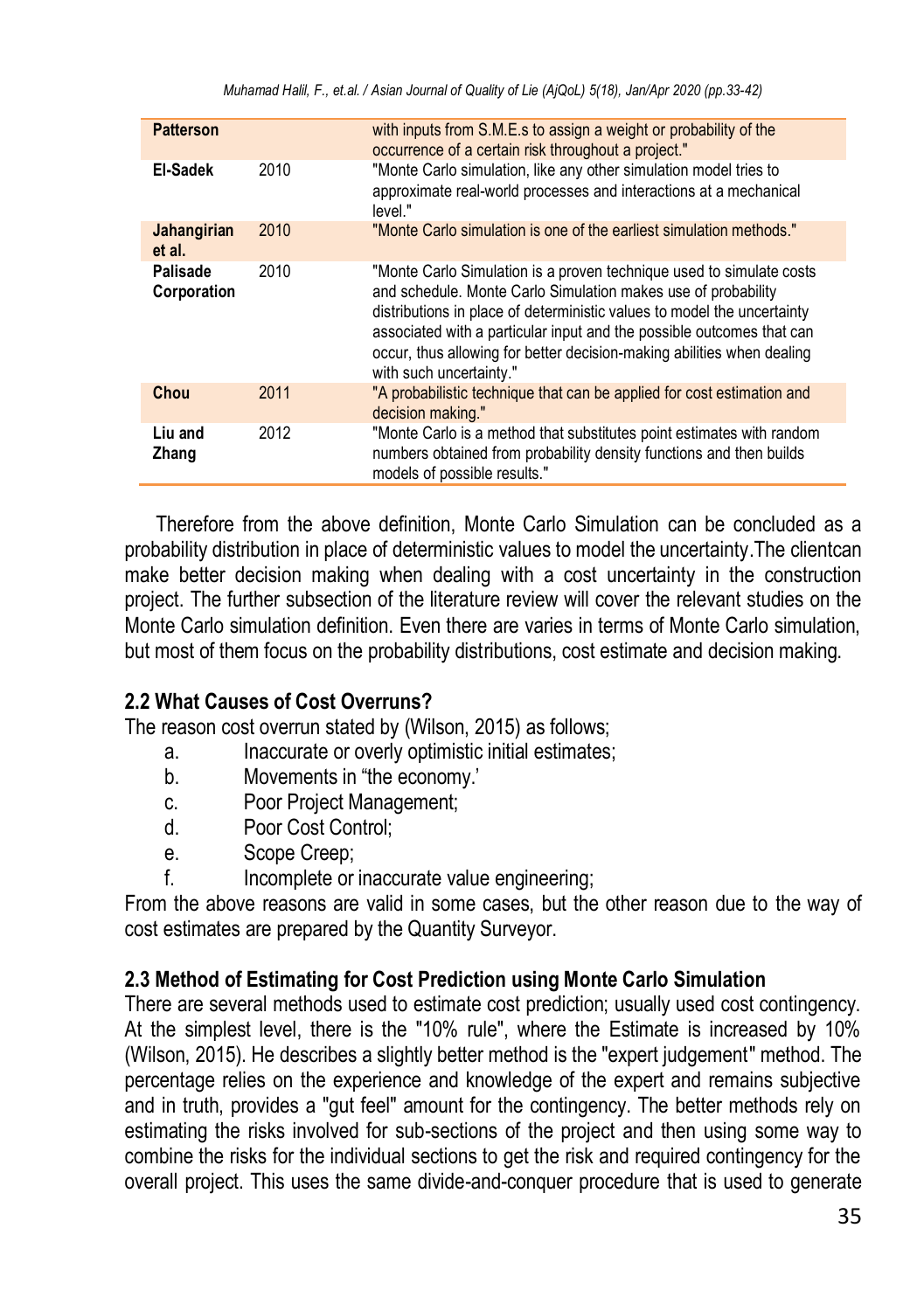| | | |
|---|---|---|
| **Patterson** | | with inputs from S.M.E.s to assign a weight or probability of the occurrence of a certain risk throughout a project." |
| **El-Sadek** | 2010 | "Monte Carlo simulation, like any other simulation model tries to approximate real-world processes and interactions at a mechanical level." |
| **Jahangirian et al.** | 2010 | "Monte Carlo simulation is one of the earliest simulation methods." |
| **Palisade Corporation** | 2010 | "Monte Carlo Simulation is a proven technique used to simulate costs and schedule. Monte Carlo Simulation makes use of probability distributions in place of deterministic values to model the uncertainty associated with a particular input and the possible outcomes that can occur, thus allowing for better decision-making abilities when dealing with such uncertainty." |
| **Chou** | 2011 | "A probabilistic technique that can be applied for cost estimation and decision making." |
| **Liu and Zhang** | 2012 | "Monte Carlo is a method that substitutes point estimates with random numbers obtained from probability density functions and then builds models of possible results." |

Therefore from the above definition, Monte Carlo Simulation can be concluded as a probability distribution in place of deterministic values to model the uncertainty.The clientcan make better decision making when dealing with a cost uncertainty in the construction project. The further subsection of the literature review will cover the relevant studies on the Monte Carlo simulation definition. Even there are varies in terms of Monte Carlo simulation, but most of them focus on the probability distributions, cost estimate and decision making.

## 2.2 What Causes of Cost Overruns?

The reason cost overrun stated by (Wilson, 2015) as follows;

a. Inaccurate or overly optimistic initial estimates;
b. Movements in "the economy.'
c. Poor Project Management;
d. Poor Cost Control;
e. Scope Creep;
f. Incomplete or inaccurate value engineering;

From the above reasons are valid in some cases, but the other reason due to the way of cost estimates are prepared by the Quantity Surveyor.

## 2.3 Method of Estimating for Cost Prediction using Monte Carlo Simulation

There are several methods used to estimate cost prediction; usually used cost contingency. At the simplest level, there is the "10% rule", where the Estimate is increased by 10% (Wilson, 2015). He describes a slightly better method is the "expert judgement" method. The percentage relies on the experience and knowledge of the expert and remains subjective and in truth, provides a "gut feel" amount for the contingency. The better methods rely on estimating the risks involved for sub-sections of the project and then using some way to combine the risks for the individual sections to get the risk and required contingency for the overall project. This uses the same divide-and-conquer procedure that is used to generate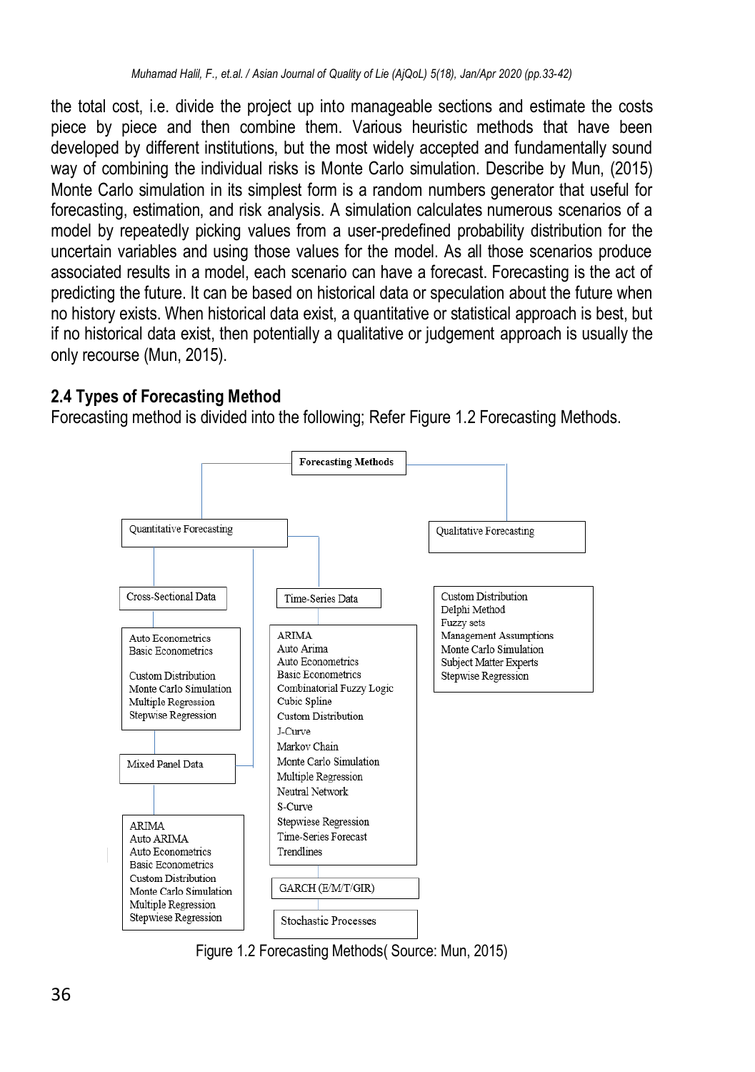the total cost, i.e. divide the project up into manageable sections and estimate the costs piece by piece and then combine them. Various heuristic methods that have been developed by different institutions, but the most widely accepted and fundamentally sound way of combining the individual risks is Monte Carlo simulation. Describe by Mun, (2015) Monte Carlo simulation in its simplest form is a random numbers generator that useful for forecasting, estimation, and risk analysis. A simulation calculates numerous scenarios of a model by repeatedly picking values from a user-predefined probability distribution for the uncertain variables and using those values for the model. As all those scenarios produce associated results in a model, each scenario can have a forecast. Forecasting is the act of predicting the future. It can be based on historical data or speculation about the future when no history exists. When historical data exist, a quantitative or statistical approach is best, but if no historical data exist, then potentially a qualitative or judgement approach is usually the only recourse (Mun, 2015).

## 2.4 Types of Forecasting Method

Forecasting method is divided into the following; Refer Figure 1.2 Forecasting Methods.

**Forecasting Methods**

- Quantitative Forecasting
  - Cross-Sectional Data
    - Auto Econometrics
    - Basic Econometrics
    - Custom Distribution
    - Monte Carlo Simulation
    - Multiple Regression
    - Stepwise Regression
  - Mixed Panel Data
    - ARIMA
    - Auto ARIMA
    - Auto Econometrics
    - Basic Econometrics
    - Custom Distribution
    - Monte Carlo Simulation
    - Multiple Regression
    - Stepwiese Regression
  - Time-Series Data
    - ARIMA
    - Auto Arima
    - Auto Econometrics
    - Basic Econometrics
    - Combinatorial Fuzzy Logic
    - Cubic Spline
    - Custom Distribution
    - J-Curve
    - Markov Chain
    - Monte Carlo Simulation
    - Multiple Regression
    - Neutral Network
    - S-Curve
    - Stepwiese Regression
    - Time-Series Forecast
    - Trendlines
    - GARCH (E/M/T/GIR)
    - Stochastic Processes
- Qualitative Forecasting
  - Custom Distribution
  - Delphi Method
  - Fuzzy sets
  - Management Assumptions
  - Monte Carlo Simulation
  - Subject Matter Experts
  - Stepwise Regression

Figure 1.2 Forecasting Methods( Source: Mun, 2015)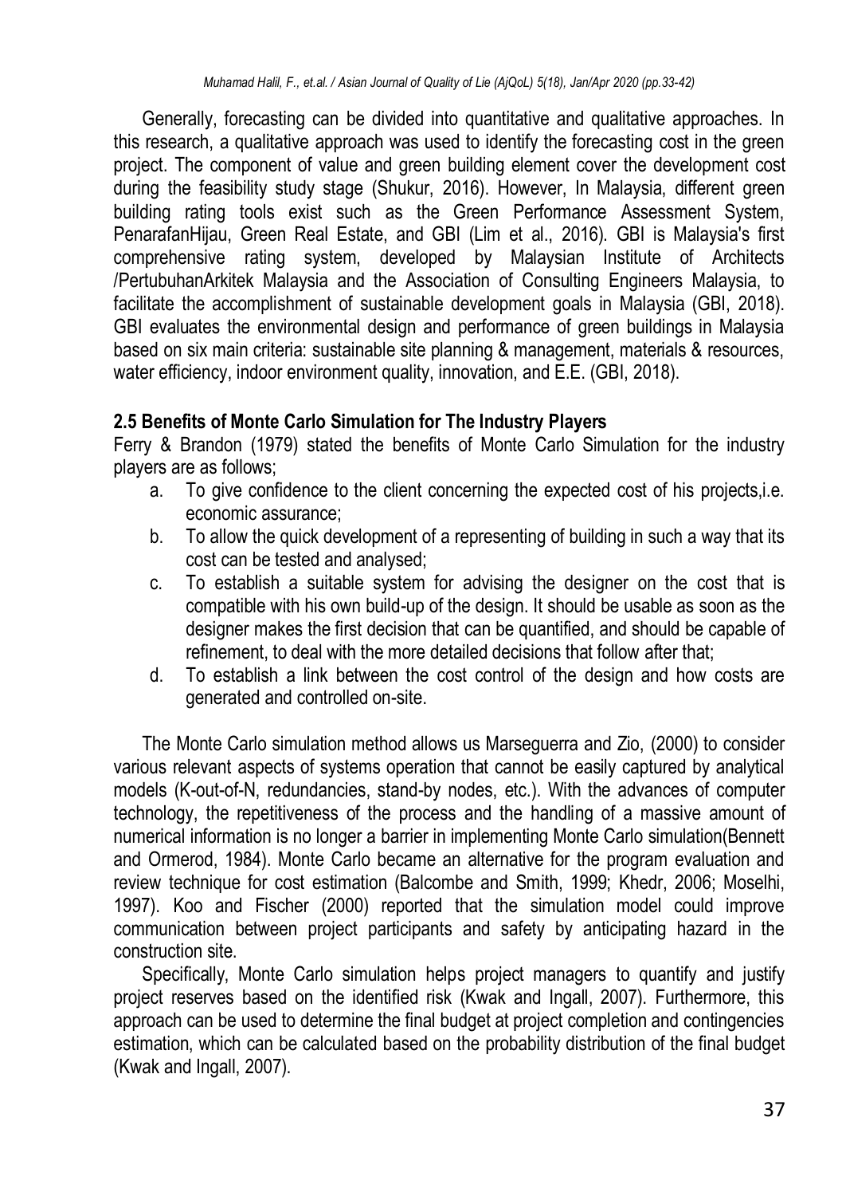Generally, forecasting can be divided into quantitative and qualitative approaches. In this research, a qualitative approach was used to identify the forecasting cost in the green project. The component of value and green building element cover the development cost during the feasibility study stage (Shukur, 2016). However, In Malaysia, different green building rating tools exist such as the Green Performance Assessment System, PenarafanHijau, Green Real Estate, and GBI (Lim et al., 2016). GBI is Malaysia's first comprehensive rating system, developed by Malaysian Institute of Architects /PertubuhanArkitek Malaysia and the Association of Consulting Engineers Malaysia, to facilitate the accomplishment of sustainable development goals in Malaysia (GBI, 2018). GBI evaluates the environmental design and performance of green buildings in Malaysia based on six main criteria: sustainable site planning & management, materials & resources, water efficiency, indoor environment quality, innovation, and E.E. (GBI, 2018).

## 2.5 Benefits of Monte Carlo Simulation for The Industry Players

Ferry & Brandon (1979) stated the benefits of Monte Carlo Simulation for the industry players are as follows;

a. To give confidence to the client concerning the expected cost of his projects,i.e. economic assurance;
b. To allow the quick development of a representing of building in such a way that its cost can be tested and analysed;
c. To establish a suitable system for advising the designer on the cost that is compatible with his own build-up of the design. It should be usable as soon as the designer makes the first decision that can be quantified, and should be capable of refinement, to deal with the more detailed decisions that follow after that;
d. To establish a link between the cost control of the design and how costs are generated and controlled on-site.

The Monte Carlo simulation method allows us Marseguerra and Zio, (2000) to consider various relevant aspects of systems operation that cannot be easily captured by analytical models (K-out-of-N, redundancies, stand-by nodes, etc.). With the advances of computer technology, the repetitiveness of the process and the handling of a massive amount of numerical information is no longer a barrier in implementing Monte Carlo simulation(Bennett and Ormerod, 1984). Monte Carlo became an alternative for the program evaluation and review technique for cost estimation (Balcombe and Smith, 1999; Khedr, 2006; Moselhi, 1997). Koo and Fischer (2000) reported that the simulation model could improve communication between project participants and safety by anticipating hazard in the construction site.

Specifically, Monte Carlo simulation helps project managers to quantify and justify project reserves based on the identified risk (Kwak and Ingall, 2007). Furthermore, this approach can be used to determine the final budget at project completion and contingencies estimation, which can be calculated based on the probability distribution of the final budget (Kwak and Ingall, 2007).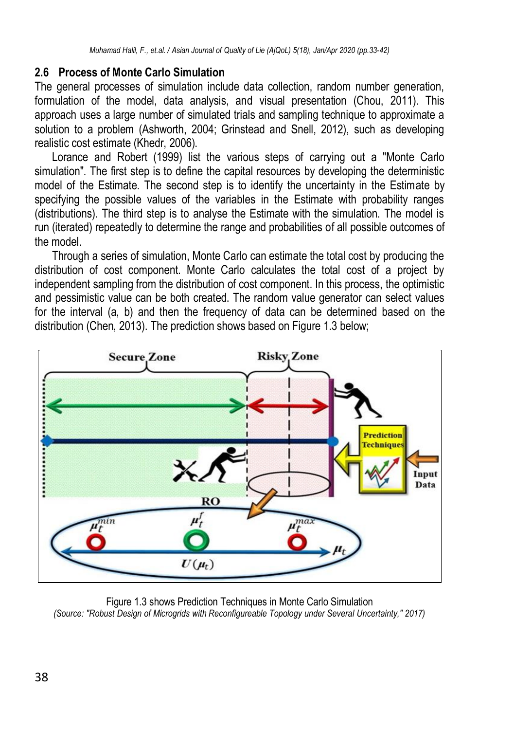## 2.6 Process of Monte Carlo Simulation

The general processes of simulation include data collection, random number generation, formulation of the model, data analysis, and visual presentation (Chou, 2011). This approach uses a large number of simulated trials and sampling technique to approximate a solution to a problem (Ashworth, 2004; Grinstead and Snell, 2012), such as developing realistic cost estimate (Khedr, 2006).

Lorance and Robert (1999) list the various steps of carrying out a "Monte Carlo simulation". The first step is to define the capital resources by developing the deterministic model of the Estimate. The second step is to identify the uncertainty in the Estimate by specifying the possible values of the variables in the Estimate with probability ranges (distributions). The third step is to analyse the Estimate with the simulation. The model is run (iterated) repeatedly to determine the range and probabilities of all possible outcomes of the model.

Through a series of simulation, Monte Carlo can estimate the total cost by producing the distribution of cost component. Monte Carlo calculates the total cost of a project by independent sampling from the distribution of cost component. In this process, the optimistic and pessimistic value can be both created. The random value generator can select values for the interval (a, b) and then the frequency of data can be determined based on the distribution (Chen, 2013). The prediction shows based on Figure 1.3 below;

Figure 1.3 shows Prediction Techniques in Monte Carlo Simulation
*(Source: "Robust Design of Microgrids with Reconfigureable Topology under Several Uncertainty," 2017)*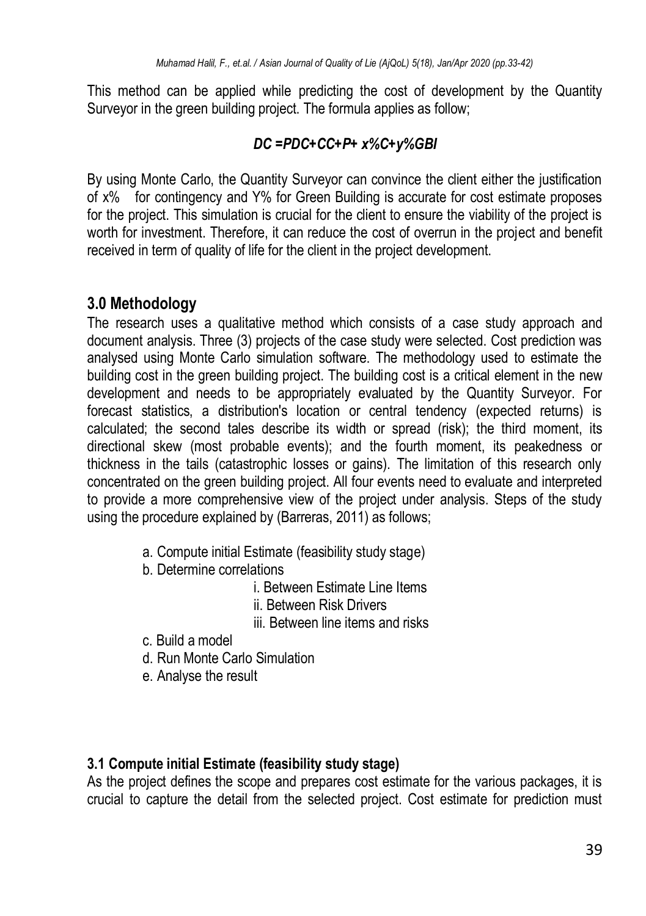This method can be applied while predicting the cost of development by the Quantity Surveyor in the green building project. The formula applies as follow;

$$DC = PDC + CC + P + x\%C + y\%GBI$$

By using Monte Carlo, the Quantity Surveyor can convince the client either the justification of x% for contingency and Y% for Green Building is accurate for cost estimate proposes for the project. This simulation is crucial for the client to ensure the viability of the project is worth for investment. Therefore, it can reduce the cost of overrun in the project and benefit received in term of quality of life for the client in the project development.

## 3.0 Methodology

The research uses a qualitative method which consists of a case study approach and document analysis. Three (3) projects of the case study were selected. Cost prediction was analysed using Monte Carlo simulation software. The methodology used to estimate the building cost in the green building project. The building cost is a critical element in the new development and needs to be appropriately evaluated by the Quantity Surveyor. For forecast statistics, a distribution's location or central tendency (expected returns) is calculated; the second tales describe its width or spread (risk); the third moment, its directional skew (most probable events); and the fourth moment, its peakedness or thickness in the tails (catastrophic losses or gains). The limitation of this research only concentrated on the green building project. All four events need to evaluate and interpreted to provide a more comprehensive view of the project under analysis. Steps of the study using the procedure explained by (Barreras, 2011) as follows;

a. Compute initial Estimate (feasibility study stage)
b. Determine correlations
    i. Between Estimate Line Items
    ii. Between Risk Drivers
    iii. Between line items and risks
c. Build a model
d. Run Monte Carlo Simulation
e. Analyse the result

### 3.1 Compute initial Estimate (feasibility study stage)

As the project defines the scope and prepares cost estimate for the various packages, it is crucial to capture the detail from the selected project. Cost estimate for prediction must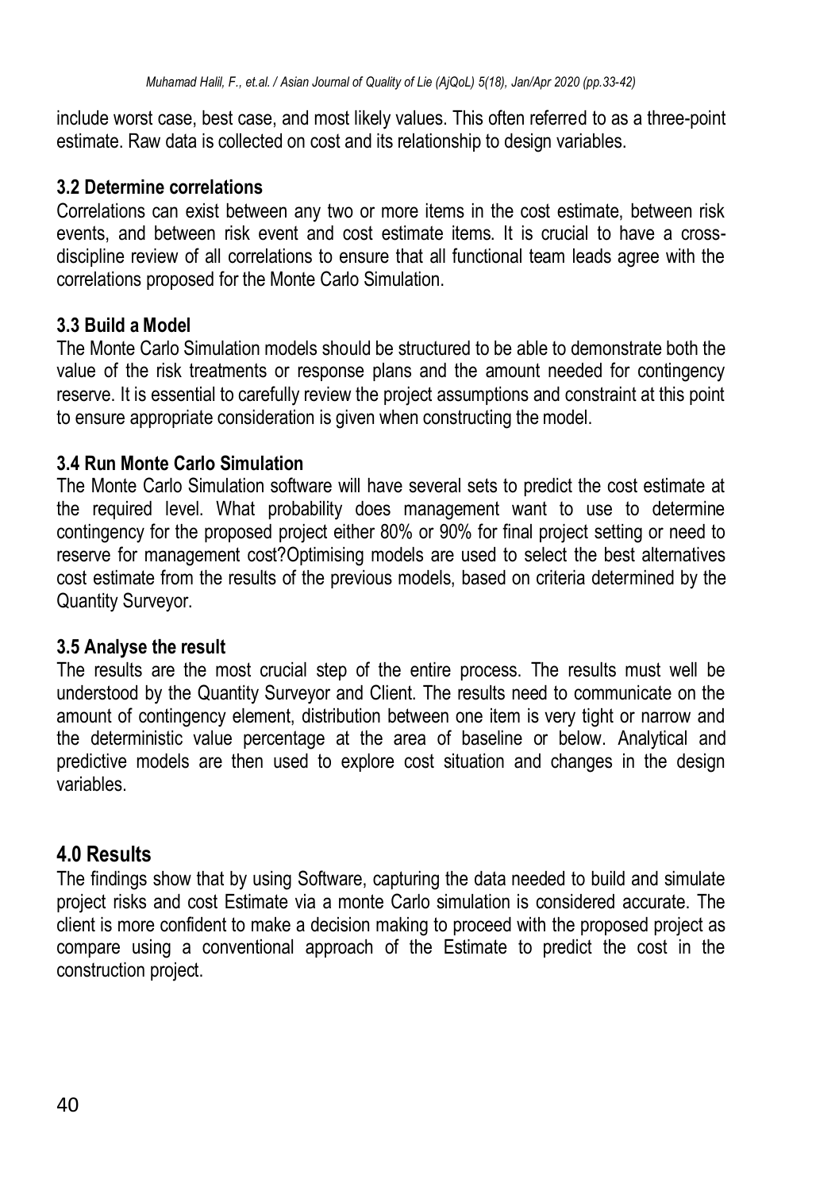include worst case, best case, and most likely values. This often referred to as a three-point estimate. Raw data is collected on cost and its relationship to design variables.

### 3.2 Determine correlations

Correlations can exist between any two or more items in the cost estimate, between risk events, and between risk event and cost estimate items. It is crucial to have a cross-discipline review of all correlations to ensure that all functional team leads agree with the correlations proposed for the Monte Carlo Simulation.

### 3.3 Build a Model

The Monte Carlo Simulation models should be structured to be able to demonstrate both the value of the risk treatments or response plans and the amount needed for contingency reserve. It is essential to carefully review the project assumptions and constraint at this point to ensure appropriate consideration is given when constructing the model.

### 3.4 Run Monte Carlo Simulation

The Monte Carlo Simulation software will have several sets to predict the cost estimate at the required level. What probability does management want to use to determine contingency for the proposed project either 80% or 90% for final project setting or need to reserve for management cost?Optimising models are used to select the best alternatives cost estimate from the results of the previous models, based on criteria determined by the Quantity Surveyor.

### 3.5 Analyse the result

The results are the most crucial step of the entire process. The results must well be understood by the Quantity Surveyor and Client. The results need to communicate on the amount of contingency element, distribution between one item is very tight or narrow and the deterministic value percentage at the area of baseline or below. Analytical and predictive models are then used to explore cost situation and changes in the design variables.

## 4.0 Results

The findings show that by using Software, capturing the data needed to build and simulate project risks and cost Estimate via a monte Carlo simulation is considered accurate. The client is more confident to make a decision making to proceed with the proposed project as compare using a conventional approach of the Estimate to predict the cost in the construction project.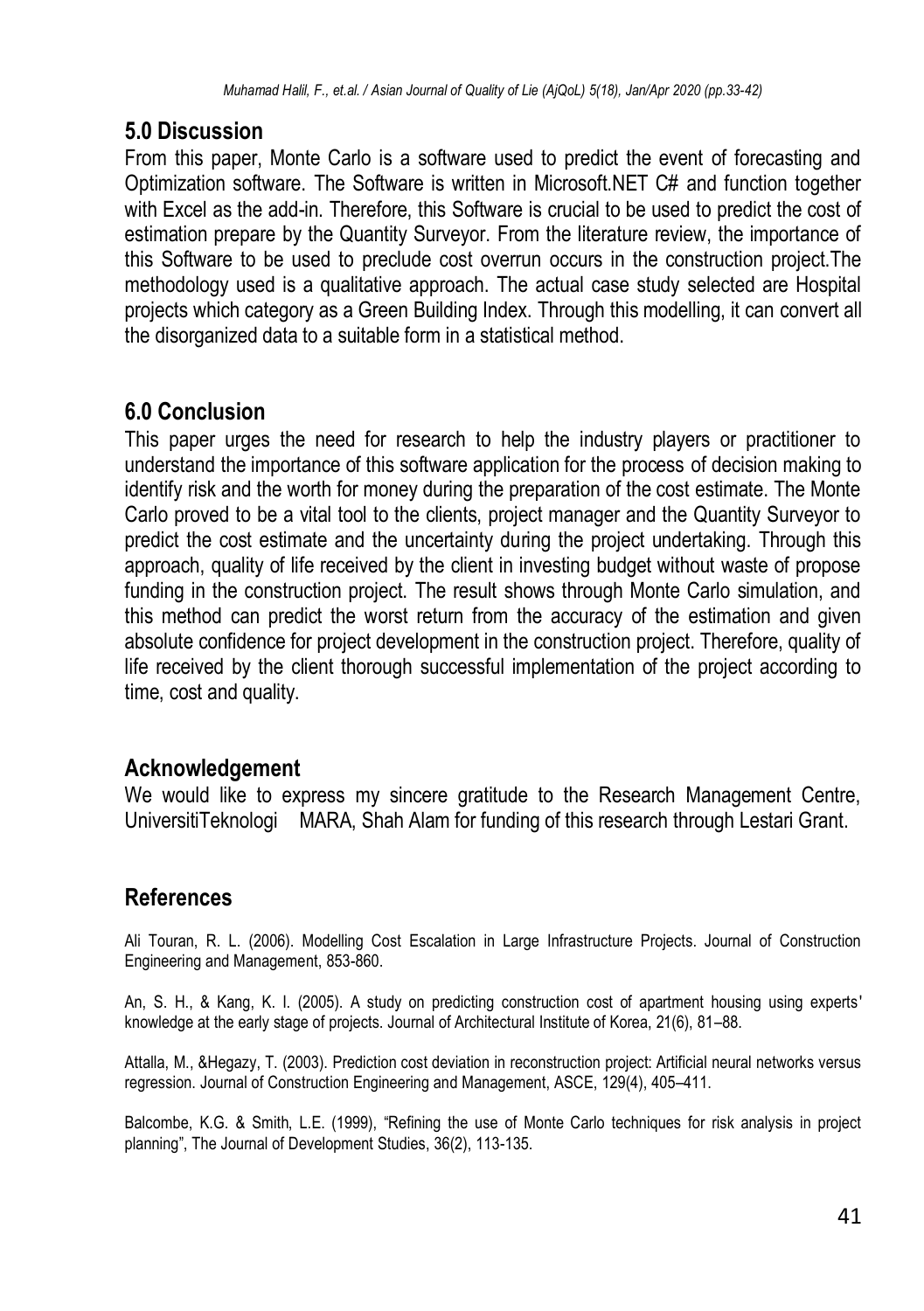## 5.0 Discussion

From this paper, Monte Carlo is a software used to predict the event of forecasting and Optimization software. The Software is written in Microsoft.NET C# and function together with Excel as the add-in. Therefore, this Software is crucial to be used to predict the cost of estimation prepare by the Quantity Surveyor. From the literature review, the importance of this Software to be used to preclude cost overrun occurs in the construction project.The methodology used is a qualitative approach. The actual case study selected are Hospital projects which category as a Green Building Index. Through this modelling, it can convert all the disorganized data to a suitable form in a statistical method.

## 6.0 Conclusion

This paper urges the need for research to help the industry players or practitioner to understand the importance of this software application for the process of decision making to identify risk and the worth for money during the preparation of the cost estimate. The Monte Carlo proved to be a vital tool to the clients, project manager and the Quantity Surveyor to predict the cost estimate and the uncertainty during the project undertaking. Through this approach, quality of life received by the client in investing budget without waste of propose funding in the construction project. The result shows through Monte Carlo simulation, and this method can predict the worst return from the accuracy of the estimation and given absolute confidence for project development in the construction project. Therefore, quality of life received by the client thorough successful implementation of the project according to time, cost and quality.

## Acknowledgement

We would like to express my sincere gratitude to the Research Management Centre, UniversitiTeknologi MARA, Shah Alam for funding of this research through Lestari Grant.

## References

Ali Touran, R. L. (2006). Modelling Cost Escalation in Large Infrastructure Projects. Journal of Construction Engineering and Management, 853-860.

An, S. H., & Kang, K. I. (2005). A study on predicting construction cost of apartment housing using experts' knowledge at the early stage of projects. Journal of Architectural Institute of Korea, 21(6), 81–88.

Attalla, M., &Hegazy, T. (2003). Prediction cost deviation in reconstruction project: Artificial neural networks versus regression. Journal of Construction Engineering and Management, ASCE, 129(4), 405–411.

Balcombe, K.G. & Smith, L.E. (1999), "Refining the use of Monte Carlo techniques for risk analysis in project planning", The Journal of Development Studies, 36(2), 113-135.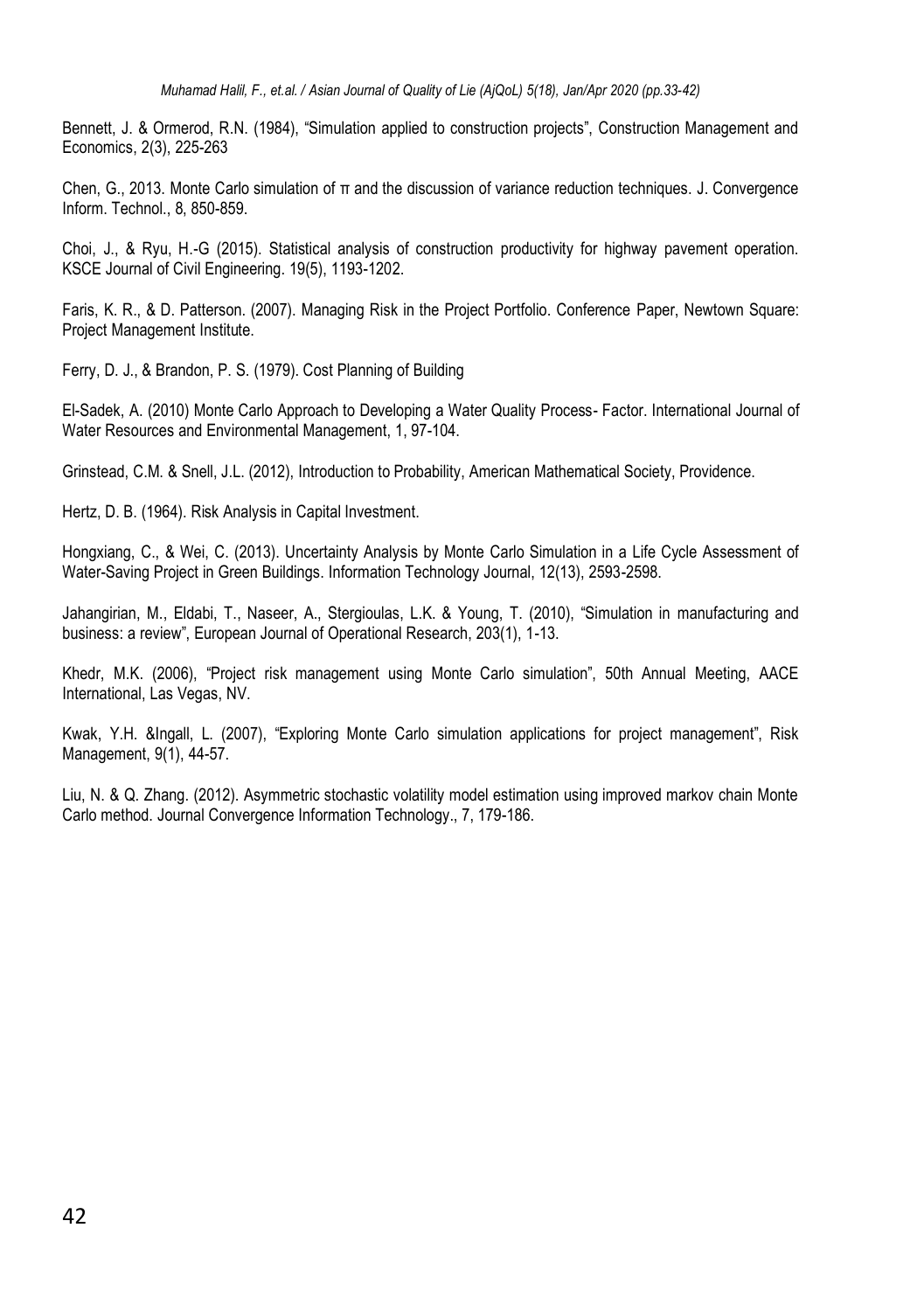Bennett, J. & Ormerod, R.N. (1984), "Simulation applied to construction projects", Construction Management and Economics, 2(3), 225-263

Chen, G., 2013. Monte Carlo simulation of π and the discussion of variance reduction techniques. J. Convergence Inform. Technol., 8, 850-859.

Choi, J., & Ryu, H.-G (2015). Statistical analysis of construction productivity for highway pavement operation. KSCE Journal of Civil Engineering. 19(5), 1193-1202.

Faris, K. R., & D. Patterson. (2007). Managing Risk in the Project Portfolio. Conference Paper, Newtown Square: Project Management Institute.

Ferry, D. J., & Brandon, P. S. (1979). Cost Planning of Building

El-Sadek, A. (2010) Monte Carlo Approach to Developing a Water Quality Process- Factor. International Journal of Water Resources and Environmental Management, 1, 97-104.

Grinstead, C.M. & Snell, J.L. (2012), Introduction to Probability, American Mathematical Society, Providence.

Hertz, D. B. (1964). Risk Analysis in Capital Investment.

Hongxiang, C., & Wei, C. (2013). Uncertainty Analysis by Monte Carlo Simulation in a Life Cycle Assessment of Water-Saving Project in Green Buildings. Information Technology Journal, 12(13), 2593-2598.

Jahangirian, M., Eldabi, T., Naseer, A., Stergioulas, L.K. & Young, T. (2010), "Simulation in manufacturing and business: a review", European Journal of Operational Research, 203(1), 1-13.

Khedr, M.K. (2006), "Project risk management using Monte Carlo simulation", 50th Annual Meeting, AACE International, Las Vegas, NV.

Kwak, Y.H. &Ingall, L. (2007), "Exploring Monte Carlo simulation applications for project management", Risk Management, 9(1), 44-57.

Liu, N. & Q. Zhang. (2012). Asymmetric stochastic volatility model estimation using improved markov chain Monte Carlo method. Journal Convergence Information Technology., 7, 179-186.